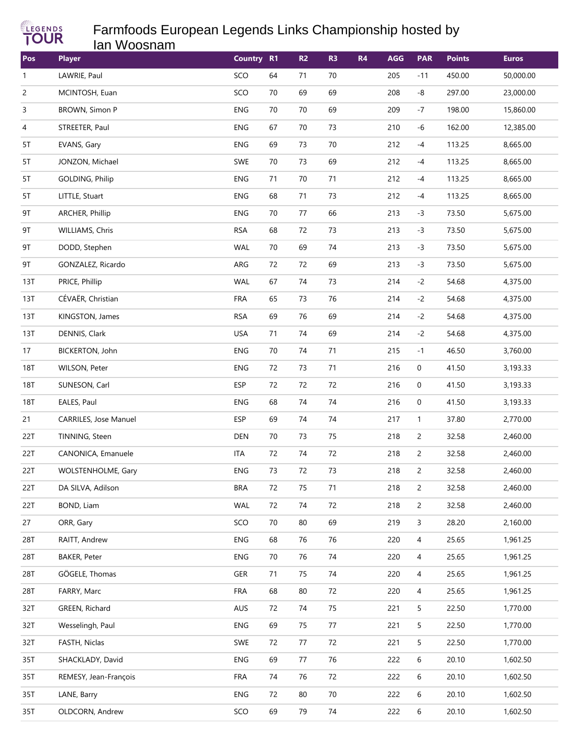# Farmfoods European Legends Links Championship hosted by Ian Woosnam

| Pos | Player | Country | R1 | R2 | R3 | R4 | AGG | PAR | Points | Euros |
|---|---|---|---|---|---|---|---|---|---|---|
| 1 | LAWRIE, Paul | SCO | 64 | 71 | 70 | | 205 | -11 | 450.00 | 50,000.00 |
| 2 | MCINTOSH, Euan | SCO | 70 | 69 | 69 | | 208 | -8 | 297.00 | 23,000.00 |
| 3 | BROWN, Simon P | ENG | 70 | 70 | 69 | | 209 | -7 | 198.00 | 15,860.00 |
| 4 | STREETER, Paul | ENG | 67 | 70 | 73 | | 210 | -6 | 162.00 | 12,385.00 |
| 5T | EVANS, Gary | ENG | 69 | 73 | 70 | | 212 | -4 | 113.25 | 8,665.00 |
| 5T | JONZON, Michael | SWE | 70 | 73 | 69 | | 212 | -4 | 113.25 | 8,665.00 |
| 5T | GOLDING, Philip | ENG | 71 | 70 | 71 | | 212 | -4 | 113.25 | 8,665.00 |
| 5T | LITTLE, Stuart | ENG | 68 | 71 | 73 | | 212 | -4 | 113.25 | 8,665.00 |
| 9T | ARCHER, Phillip | ENG | 70 | 77 | 66 | | 213 | -3 | 73.50 | 5,675.00 |
| 9T | WILLIAMS, Chris | RSA | 68 | 72 | 73 | | 213 | -3 | 73.50 | 5,675.00 |
| 9T | DODD, Stephen | WAL | 70 | 69 | 74 | | 213 | -3 | 73.50 | 5,675.00 |
| 9T | GONZALEZ, Ricardo | ARG | 72 | 72 | 69 | | 213 | -3 | 73.50 | 5,675.00 |
| 13T | PRICE, Phillip | WAL | 67 | 74 | 73 | | 214 | -2 | 54.68 | 4,375.00 |
| 13T | CÉVAËR, Christian | FRA | 65 | 73 | 76 | | 214 | -2 | 54.68 | 4,375.00 |
| 13T | KINGSTON, James | RSA | 69 | 76 | 69 | | 214 | -2 | 54.68 | 4,375.00 |
| 13T | DENNIS, Clark | USA | 71 | 74 | 69 | | 214 | -2 | 54.68 | 4,375.00 |
| 17 | BICKERTON, John | ENG | 70 | 74 | 71 | | 215 | -1 | 46.50 | 3,760.00 |
| 18T | WILSON, Peter | ENG | 72 | 73 | 71 | | 216 | 0 | 41.50 | 3,193.33 |
| 18T | SUNESON, Carl | ESP | 72 | 72 | 72 | | 216 | 0 | 41.50 | 3,193.33 |
| 18T | EALES, Paul | ENG | 68 | 74 | 74 | | 216 | 0 | 41.50 | 3,193.33 |
| 21 | CARRILES, Jose Manuel | ESP | 69 | 74 | 74 | | 217 | 1 | 37.80 | 2,770.00 |
| 22T | TINNING, Steen | DEN | 70 | 73 | 75 | | 218 | 2 | 32.58 | 2,460.00 |
| 22T | CANONICA, Emanuele | ITA | 72 | 74 | 72 | | 218 | 2 | 32.58 | 2,460.00 |
| 22T | WOLSTENHOLME, Gary | ENG | 73 | 72 | 73 | | 218 | 2 | 32.58 | 2,460.00 |
| 22T | DA SILVA, Adilson | BRA | 72 | 75 | 71 | | 218 | 2 | 32.58 | 2,460.00 |
| 22T | BOND, Liam | WAL | 72 | 74 | 72 | | 218 | 2 | 32.58 | 2,460.00 |
| 27 | ORR, Gary | SCO | 70 | 80 | 69 | | 219 | 3 | 28.20 | 2,160.00 |
| 28T | RAITT, Andrew | ENG | 68 | 76 | 76 | | 220 | 4 | 25.65 | 1,961.25 |
| 28T | BAKER, Peter | ENG | 70 | 76 | 74 | | 220 | 4 | 25.65 | 1,961.25 |
| 28T | GÖGELE, Thomas | GER | 71 | 75 | 74 | | 220 | 4 | 25.65 | 1,961.25 |
| 28T | FARRY, Marc | FRA | 68 | 80 | 72 | | 220 | 4 | 25.65 | 1,961.25 |
| 32T | GREEN, Richard | AUS | 72 | 74 | 75 | | 221 | 5 | 22.50 | 1,770.00 |
| 32T | Wesselingh, Paul | ENG | 69 | 75 | 77 | | 221 | 5 | 22.50 | 1,770.00 |
| 32T | FASTH, Niclas | SWE | 72 | 77 | 72 | | 221 | 5 | 22.50 | 1,770.00 |
| 35T | SHACKLADY, David | ENG | 69 | 77 | 76 | | 222 | 6 | 20.10 | 1,602.50 |
| 35T | REMESY, Jean-François | FRA | 74 | 76 | 72 | | 222 | 6 | 20.10 | 1,602.50 |
| 35T | LANE, Barry | ENG | 72 | 80 | 70 | | 222 | 6 | 20.10 | 1,602.50 |
| 35T | OLDCORN, Andrew | SCO | 69 | 79 | 74 | | 222 | 6 | 20.10 | 1,602.50 |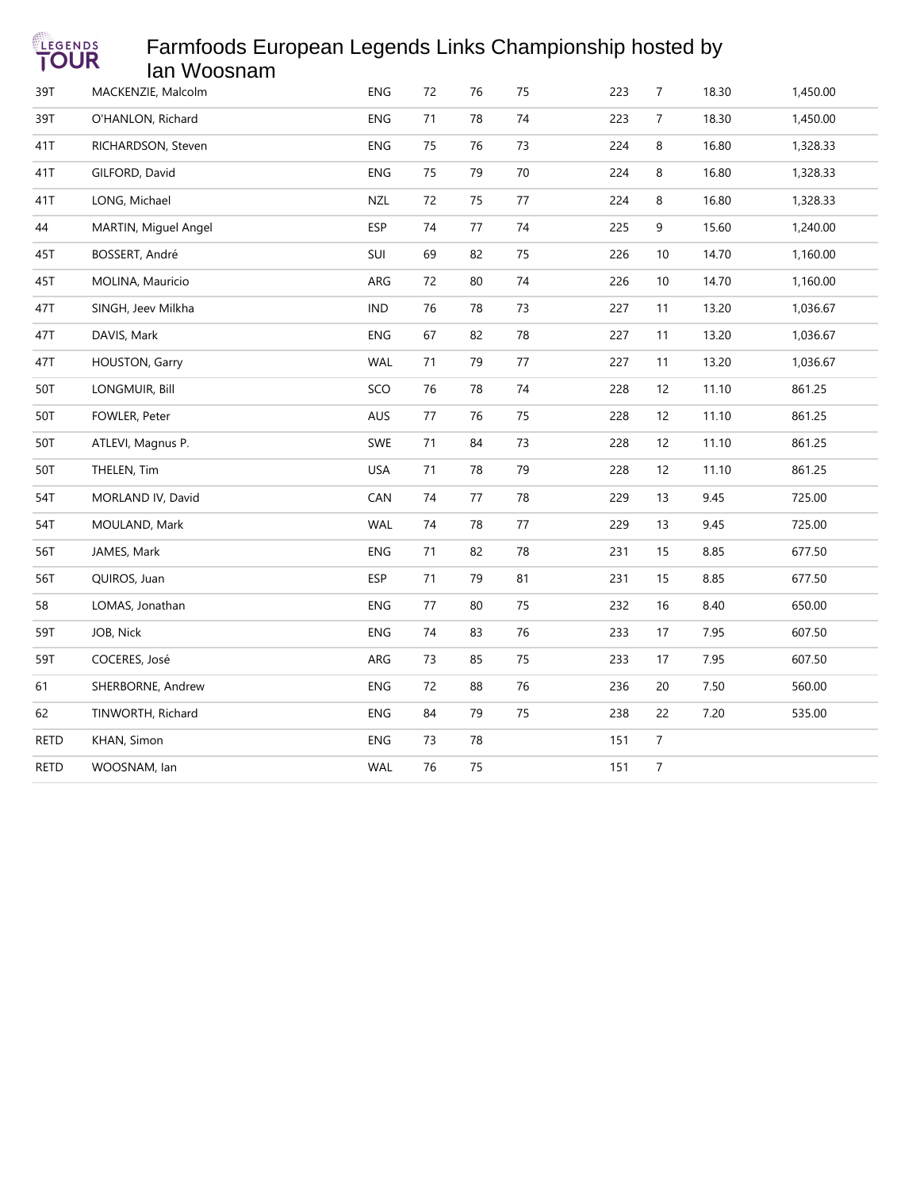# Farmfoods European Legends Links Championship hosted by Ian Woosnam

| | | | | | | | | | |
|---|---|---|---|---|---|---|---|---|---|
| 39T | MACKENZIE, Malcolm | ENG | 72 | 76 | 75 | 223 | 7 | 18.30 | 1,450.00 |
| 39T | O'HANLON, Richard | ENG | 71 | 78 | 74 | 223 | 7 | 18.30 | 1,450.00 |
| 41T | RICHARDSON, Steven | ENG | 75 | 76 | 73 | 224 | 8 | 16.80 | 1,328.33 |
| 41T | GILFORD, David | ENG | 75 | 79 | 70 | 224 | 8 | 16.80 | 1,328.33 |
| 41T | LONG, Michael | NZL | 72 | 75 | 77 | 224 | 8 | 16.80 | 1,328.33 |
| 44 | MARTIN, Miguel Angel | ESP | 74 | 77 | 74 | 225 | 9 | 15.60 | 1,240.00 |
| 45T | BOSSERT, André | SUI | 69 | 82 | 75 | 226 | 10 | 14.70 | 1,160.00 |
| 45T | MOLINA, Mauricio | ARG | 72 | 80 | 74 | 226 | 10 | 14.70 | 1,160.00 |
| 47T | SINGH, Jeev Milkha | IND | 76 | 78 | 73 | 227 | 11 | 13.20 | 1,036.67 |
| 47T | DAVIS, Mark | ENG | 67 | 82 | 78 | 227 | 11 | 13.20 | 1,036.67 |
| 47T | HOUSTON, Garry | WAL | 71 | 79 | 77 | 227 | 11 | 13.20 | 1,036.67 |
| 50T | LONGMUIR, Bill | SCO | 76 | 78 | 74 | 228 | 12 | 11.10 | 861.25 |
| 50T | FOWLER, Peter | AUS | 77 | 76 | 75 | 228 | 12 | 11.10 | 861.25 |
| 50T | ATLEVI, Magnus P. | SWE | 71 | 84 | 73 | 228 | 12 | 11.10 | 861.25 |
| 50T | THELEN, Tim | USA | 71 | 78 | 79 | 228 | 12 | 11.10 | 861.25 |
| 54T | MORLAND IV, David | CAN | 74 | 77 | 78 | 229 | 13 | 9.45 | 725.00 |
| 54T | MOULAND, Mark | WAL | 74 | 78 | 77 | 229 | 13 | 9.45 | 725.00 |
| 56T | JAMES, Mark | ENG | 71 | 82 | 78 | 231 | 15 | 8.85 | 677.50 |
| 56T | QUIROS, Juan | ESP | 71 | 79 | 81 | 231 | 15 | 8.85 | 677.50 |
| 58 | LOMAS, Jonathan | ENG | 77 | 80 | 75 | 232 | 16 | 8.40 | 650.00 |
| 59T | JOB, Nick | ENG | 74 | 83 | 76 | 233 | 17 | 7.95 | 607.50 |
| 59T | COCERES, José | ARG | 73 | 85 | 75 | 233 | 17 | 7.95 | 607.50 |
| 61 | SHERBORNE, Andrew | ENG | 72 | 88 | 76 | 236 | 20 | 7.50 | 560.00 |
| 62 | TINWORTH, Richard | ENG | 84 | 79 | 75 | 238 | 22 | 7.20 | 535.00 |
| RETD | KHAN, Simon | ENG | 73 | 78 | | 151 | 7 | | |
| RETD | WOOSNAM, Ian | WAL | 76 | 75 | | 151 | 7 | | |